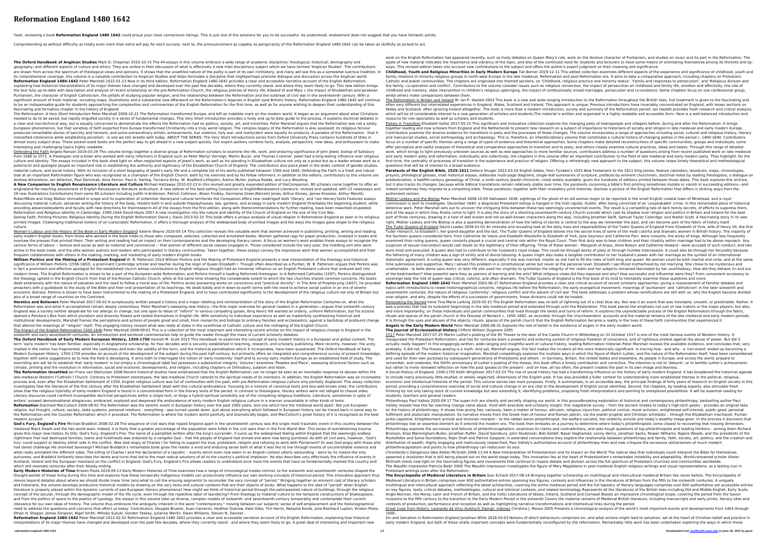# Reformation England 1480 1642

Yeah, reviewing a book **Reformation England 1480 1642** could ensue your close connections listings. This is just one of the solutions for you to be successful. As understood, endowment does not suggest that you have fantastic points.

Comprehending as without difficulty as treaty even more than extra will pay for each success. next to, the pronouncement as capably as perspicacity of this Reformation England 1480 1642 can be taken as skillfully as picked to act.

**The Oxford Handbook of Anglican Studies** Mark D. Chapman 2015-10-15 The 44 essays in this volume embrace a wide range of academic disciplines: theological; historical; demography and geography; and different aspects of culture and ethics. They are united in their discussion of what is effectively a new inter-disciplinary subject which we have termed 'Anglican Studies'. The contributions are drawn from across the spectrum of theological views and opinions. It shows that the unsettled nature of the polity is part of its own richstory; and many will see this as a somewhat lustrous tradition. In its comprehensive coverage, this volume is a valuable contribution to Anglican Studies and helps formulate a discipline that mightperhaps promote dialogue and discussion across the Anglican world.

**Reformation England 1480-1642** Peter Marshall 2022-01-13 Now in its third edition, Reformation England 1480-1642 provides a clear and accessible narrative account of the English Reformation, explaining how historical interpretations of its major themes have changed and developed over the past few decades, where they currently stand, and where they seem likely to go. This new edition brings the text fully up-to-date with description and analysis of recent scholarship on the pre-Reformation Church, the religious policies of Henry VIII, Edward VI and Mary I, the impact of Elizabethan and Jacobean Puritanism, the character of English Catholicism, the pitfalls of studying popular religion, and the relationship between the Reformation and the outbreak of civil war in the seventeenth century. With a significant amount of fresh material, including maps, illustrations and a substantial new Afterword on the Reformation's legacies in English (and British) history, Reformation England 1480-1642 will continue to be an indispensable guide for students approaching the complexities and controversies of the English Reformation for the first time, as well as for anyone wishing to deepen their understanding of this fascinating and formative chapter in the history of England.

*The Reformation: A Very Short Introduction* Peter Marshall 2009-10-22 The Reformation transformed Europe, and left an indelible mark on the modern world. It began as an argument about what Christians needed to do to be saved, but rapidly engulfed society in a series of fundamental changes. This Very Short Introduction provides a lively and up-to-date guide to the process. It explains doctrinal debates in a clear and non-technical way, but is equally concerned to demonstrate the effects the Reformation had on politics, society, art, and minorities. Peter Marshall argues that the Reformation was not a solely European phenomenon, but that varieties of faith exported from Europe transformed Christianity into a truly world religion. The complex legacy of the Reformation is also assessed: its religious fervour produced remarkable stories of sanctity and heroism, and some extraordinary artistic achievements, but violence, holy war, and martyrdom were equally its products. A paradox of the Reformation - that it intensified intolerance while establishing pluralism - is one we still wrestle with today. ABOUT THE SERIES: The Very Short Introductions series from Oxford University Press contains hundreds of titles in almost every subject area. These pocket-sized books are the perfect way to get ahead in a new subject quickly. Our expert authors combine facts, analysis, perspective, new ideas, and enthusiasm to make interesting and challenging topics highly readable.

Defending the Faith Angela Ranson 2019-03-29 This volume brings together a diverse group of Reformation scholars to examine the life, work, and enduring significance of John Jewel, bishop of Salisbury from 1560 to 1571. A theologian and scholar who worked with early reformers in England such as Peter Martyr Vermigli, Martin Bucer, and Thomas Cranmer, Jewel had a long-lasting influence over religious culture and identity. The essays included in this book shed light on often-neglected aspects of Jewel's work, as well as his standing in Elizabethan culture not only as a priest but as a leader whose work as a polemicist and apologist played an important role in establishing the authority and legitimacy of the Elizabethan Church of England. The contributors also place Jewel in the wider context of gender studies, material culture, and social history. With its inclusion of a short biography of Jewel's early life and a complete list of his works published between 1560 and 1640, Defending the Faith is a fresh and robust look at an important Reformation figure who was recognized as a champion of the English Church, both by his enemies and by his fellow reformers. In addition to the editors, contributors to this volume are Andrew Atherstone, Ian Atherton, Paul Dominiak, Alice Ferron, Paul A. Hartog, Torrance Kirby, W. Bradford Littlejohn, Aislinn Muller, Joshua Rodda, and Lucy Wooding.

**A New Companion to English Renaissance Literature and Culture** Michael Hattaway 2010-02-12 In this revised and greatly expanded edition of theCompanion, 80 scholars come together to offer an originaland far-reaching assessment of English Renaissance literature andculture. A new edition of the best-selling Companion to EnglishRenaissance Literature, revised and updated, with 22 newessays and 19 new illustrations Contributions from some 80 scholars including Judith H.Anderson, Patrick Collinson, Alison Findlay, Germaine Greer,Malcolm Jones, Arthur Kinney, James Knowles, Arthur Marotti, RobertMeola and Greg Walker Unrivalled in scope and its exploration of unfamiliar literaryand cultural territories the Companion offers new readingsof both 'literary' and 'non-literary' texts Features essays discussing material culture, sectarian writing,the history of the body, theatre both in and outside theplayhouses, law, gardens, and ecology in early modern England Orientates the beginning student, while providing advancedstudents and faculty with new directions for theirresearch All of the essays from the first edition, along with therecommendations for further reading, have been reworked orupdated *Reformation and Religious Identity in Cambridge, 1590-1644* David Hoyle 2007 A new investigation into the nature and identity of the Church of England on the eve of the Civil War.

*Seeing Faith, Printing Pictures: Religious Identity During the English Reformation* David J. Davis 2013-02-15 This book offers a unique analysis of visual religion in Reformation England as seen in its religious printed images. Challenging traditional notions of an iconoclastic Reformation, it offers a thorough analysis of the widespread body of printed images and the ways the images gave shape to the religious culture.

Women's Labour and the History of the Book in Early Modern England Valerie Wayne 2020-05-14 This collection reveals the valuable work that women achieved in publishing, printing, writing and reading early modern English books, from those who worked in the book trade to those who composed, selected, collected and annotated books. Women gathered rags for paper production, invested in books and oversaw the presses that printed them. Their writing and reading had an impact on their contemporaries and the developing literary canon. A focus on women's work enables these essays to recognize the various forms of labour -- textual and social as well as material and commercial -- that women of different social classes engaged in. Those considered include the very poor, the middling sort who were active in the book trade, and the elite women authors and readers who participated in literary communities. Taken together, these essays convey the impressive work that women accomplished and their frequent collaborations with others in the making, marking, and marketing of early modern English books.

**William Perkins and the Making of a Protestant England** W. B. Patterson 2014 William Perkins and the Making of Protestant England presents a new interpretation of the theology and historical significance of William Perkins (1558-1602), a prominent Cambridge scholar and teacher during the reign of Queen Elizabeth I. Though often described as a Puritan, W. B. Patterson argues that Perkins was in fact a prominent and effective apologist for the established church whose contributions to English religious thought had an immense influence on an English Protestant culture that endured well into modern times. The English Reformation is shown to be a part of the European-wide Reformation, and Perkins himself a leading Reformed theologian. In A Reformed Catholike (1597), Perkins distinguished the theology upheld in the English Church from that of the Roman Catholic Church, while at the same time showing the considerable extent to which the two churches shared common concerns. His books dealt extensively with the nature of salvation and the need to follow a moral way of life. Perkins wrote pioneering works on conscience and "practical divinity". In The Arte of Prophecying (1607), he provided preachers with a guidebook to the study of the Bible and their oral presentation of its teachings. He dealt boldly and in down-to-earth terms with the need to achieve social justice in an era of severe economic distress. Perkins is shown to have been instrumental to the making of a Protestant England, and to have contributed significantly to the development of the religious culture not only of Britain but also of a broad range of countries on the Continent.

**Heretics and Believers** Peter Marshall 2017-05-02 A sumptuously written people's history and a major retelling and reinterpretation of the story of the English Reformation Centuries on, what the Reformation was and what it accomplished remain deeply contentious. Peter Marshall's sweeping new history—the first major overview for general readers in a generation—argues that sixteenth-century England was a society neither desperate for nor allergic to change, but one open to ideas of "reform" in various competing guises. King Henry VIII wanted an orderly, uniform Reformation, but his actions opened a Pandora's Box from which pluralism and diversity flowed and rooted themselves in English life. With sensitivity to individual experience as well as masterfully synthesizing historical and institutional developments, Marshall frames the perceptions and actions of people great and small, from monarchs and bishops to ordinary families and ecclesiastics, against a backdrop of profound change that altered the meanings of "religion" itself. This engaging history reveals what was really at stake in the overthrow of Catholic culture and the reshaping of the English Church.

The Impact of the English Reformation 1500-1640 Peter Marshall 2009-09-01 This is a collection of the most important and interesting recent articles on the impact of religious change in England in the sixteenth and early seventeenth centuries. An introduction and sectional commentaries help to guide the reader through the maze of current scholarly debates.

**The Oxford Handbook of Early Modern European History, 1350-1750** Hamish M. Scott 2015 This Handbook re-examines the concept of early modern history in a European and global context. The term 'early modern' has been familiar, especially in Anglophone scholarship, for four decades and is securely established in teaching, research, and scholarly publishing. More recently, however, the unity implied in the notion has fragmented, while the usefulness and even the validity of the term, and the historical periodisation which it incorporates, have been questioned. The Oxford Handbook of Early Modern European History, 1350-1750 provides an account of the development of the subject during the past half-century, but primarily offers an integrated and comprehensive survey of present knowledge, together with some suggestions as to how the field is developing. It aims both to interrogate the notion of 'early modernity' itself and to survey early modern Europe as an established field of study. The overriding aim will be to establish that 'early modern' is not simply a chronological label but possesses a substantive integrity. Volume I examines 'Peoples and Place', assessing structural factors such as climate, printing and the revolution in information, social and economic developments, and religion, including chapters on Orthodoxy, Judaism and Islam.

**The Reformation Unsettled** Jan Frans van Dijkhuizen 2008 Recent historical studies have emphasized that the English Reformation can no longer be seen as an inevitable response to abuses within the late-medieval Western ('Catholic') Church. Contrary to Protestant stereotypes, the late-medieval Church catered to the spiritual needs of its members. In addition, the English Reformation was an incomplete process and, even after the Elizabethan Settlement of 1559, English religious culture was full of continuities with the past, with pre-Reformation religious culture only partially displaced. This essay collection investigates how the literature of the first century after the Elizabethan Settlement dealt with this cultural ambivalence. Focusing on a mixture of canonical texts and less well-known ones, the contributors show that the religious hybridity of early-modern England is found in a concentrated form in the literary texts of the period. In contrast to theologians, literary writers were not obliged to choose sides. Literary discourse could confront incompatible doctrinal perspectives within a single text, or forge a hybrid spiritual sensibility out of the competing religious traditions. Literature, sometimes in spite of writers' avowed denominational allegiances, embraced, explored and deepened the ambivalence of early modern English religious culture in a manner unavailable in other kinds of texts.

**Reformation** Diarmaid MacCulloch 2004-09-02 The Reformation was the seismic event in European history over the past 1000 years, and one which tore the medieval world apart. Not just European religion, but thought, culture, society, state systems, personal relations - everything - was turned upside down. Just about everything which followed in European history can be traced back in some way to the Reformation and the Counter-Reformation which it provoked. The Reformation is where the modern world painfully and dramatically began, and MacCulloch's great history of it is recognised as the best modern account.

**God's Fury, England's Fire** Michael Braddick 2008-02-28 The sequence of civil wars that ripped England apart in the seventeenth century was the single most traumatic event in this country between the medieval Black Death and the two world wars. Indeed, it is likely that a greater percentage of the population were killed in the civil wars than in the First World War. This sense of overwhelming trauma gives this major new history its title: God's Fury, England's Fire. The name of a pamphlet written after the king's surrender, it sums up the widespread feeling within England that the seemingly endless nightmare that had destroyed families, towns and livelihoods was ordained by a vengeful God – that the people of England had sinned and were now being punished. As with all civil wars, however, 'God's fury' could support or destroy either side in the conflict. Was God angry at Charles I for failing to support the true, protestant, religion and refusing to work with Parliament? Or was God angry with those who had dared challenge His anointed Sovereign? Michael Braddick's remarkable book gives the reader a vivid and enduring sense both of what it was like to live through events of uncontrollable violence and what really animated the different sides. The killing of Charles I and the declaration of a republic – events which even now seem in an English context utterly astounding – were by no means the only outcomes, and Braddick brilliantly describes the twists and turns that led to the most radical solutions of all to the country's political implosion. He also describes very effectively the influence of events in Scotland, Ireland and the European mainland on the conflict in England. God's Fury, England's Fire allows readers to understand once more the events that have so fundamentally marked this country and which still resonate centuries after their bloody ending.

**Early Modern Histories of Time** Kristen Poole 2019-09-13 Early Modern Histories of Time examines how a range of chronological modes intrinsic to the sixteenth and seventeenth centuries shaped the thought-worlds of those living during this time and explores how these temporally indigenous models can productively influence our own working concepts of historical period. This innovative approach thus moves beyond debates about where we should divide linear time (and what to call the ensuing segments) to reconsider the very concept of "period." Bringing together an eminent cast of literary scholars and historians, the volume develops productive historical models by drawing on the very texts and cultural contexts that are their objects of study. What happens to the idea of "period" when English literature is properly placed within the dynamic currents of pan-European literary phenomena? How might we think of historical period through the palimpsested nature of buildings, through the religious concept of the secular, through the demographic model of the life cycle, even through the repetitive labor of laundering? From theology to material culture to the temporal constructions of Shakespeare, and from the politics of space to the poetics of typology, the essays in this volume take up diverse, complex models of sixteenth- and seventeenth-century temporality and consider their continuing relevance for our own ideas of history. The volume thus embraces the ambiguity inherent in the word "contemporary," moving between our subjects' sense of self-emplacement and the historiographical need to address the questions and concerns that affect us today. Contributors: Douglas Bruster, Euan Cameron, Heather Dubrow, Kate Giles, Tim Harris, Natasha Korda, Julia Reinhard Lupton, Kristen Poole, Ethan H. Shagan, James Simpson, Nigel Smith, Mihoko Suzuki, Gordon Teskey, Julianne Werlin, Owen Williams, Steven N. Zwicker.

**Reformation England 1480-1642** Peter Marshall 2012-02-02 Reformation England 1480-1642 provides a clear and accessible narrative account of the English Reformation, explaining how historical interpretations of its major themes have changed and developed over the past few decades, where they currently stand - and where they seem likely to go. A great deal of interesting and important new work on the English Reformation has appeared recently, such as lively debates on Queen Mary's role, work on the divisive character of Puritanism, and studies on music and its part in the Reformation. The spate of new material indicates the importance and vibrancy of the topic, and also of the continued need for students and lecturers to have some means of orientating themselves among its thickets and by-ways. This revised edition takes into account new contributions to the subject and offers the author's expert judgment on their meaning and significance.

**Childhood, Youth and Religious Minorities in Early Modern Europe** Tali Berner 2019-12-11 This edited collection examines different aspects of the experience and significance of childhood, youth and family relations in minority religious groups in north-west Europe in the late medieval, Reformation and post-Reformation era. It aims to take a comparative approach, including chapters on Protestant, Catholic and Jewish communities. The chapters are organised into themed sections, on 'Childhood, religious practice and minority status', 'Family and responses to persecution', and 'Religious division and the family: co-operation and conflict'. Contributors to the volume consider issues such as religious conversion, the impact of persecution on childhood and family life, emotion and affectivity, the role of childhood and memory, state intervention in children's religious upbringing, the impact of confessionally mixed marriages, persecution and co-existence. Some chapters focus on one confessional group, whilst others make comparisons between them.

The Reformation in Britain and Ireland W. Ian P. Hazlett 2003 This book is a new and wide-ranging introduction to the Reformation throughout the British Isles. Full treatment is given to the fascinating and often very different but interrelated experiences in England, Wales, Scotland and Ireland. This approach is unique. Previous introductions have invariably concentrated on England, with lesser sections on Wales and Scotland, often ignoring Ireland altogether. The book is more than a modern introduction, survey and summary of the Reformation period. Ian Hazlett provides fresh research and critical analysis, which will be of considerable interest to a new generation of scholars and students.The material is written and organized in a highly readable and accessible form. Here is a well-balanced introduction and resource for non-specialists as well as scholars and students.

Pieties in Transition Elisabeth Salter 2017-05-15 This significant and innovative collection explores the changing piety of townspeople and villagers before, during and after the Reformation. It brings together leading and new scholars from England and the Netherlands to present new research on a subject of importance to historians of society and religion in late medieval and early modern Europe. Contributors examine the diverse evidence for transitions in piety and the processes of these changes. The volume incorporates a range of approaches including social, cultural and religious history, literary and manuscript studies, social anthropology and archaeology. This is, therefore, an interdisciplinary volume that constitutes a cultural history of changing pieties in the period c. 1400-1640. Contributors focus on a number of specific themes using a range of types of evidence and theoretical approaches. Some chapters make detailed reconstructions of specific communities, groups and individuals; some offer perceptive and useful analyses of theoretical and comparative approaches to transition and to piety; and others closely examine cultural practices, ideas and tastes. Through this range of detailed work, which brings to light previously unknown sources as well as new approaches to more familiar sources, contributors address a number of questions arising from recent published work on late medieval and early modern piety and reformation. Individually and collectively, the chapters in this volume offer an important contribution to the field of late medieval and early modern piety. They highlight, for the first time, the centrality of processes of transition in the experience and practice of religion. Offering a refreshingly new approach to the subject, this volume raises timely theoretical and methodological questions that will be of interest to a broad audience.

**Paratexts of the English Bible, 1525-1611** Debora Shuger 2022-03-24 English bibles, from Tyndale's 1525 New Testament to the 1611 King James, feature calendars, woodcuts, maps, chronologies, prayers, philological glosses, inset historical essays, elaborate multi-page diagrams, single-leaf summaries of scripture, prefaces by eminent churchmen, doctrinal notes by leading theologians, a dialogue on predestination, a twelfth-century genealogy of Christ, a ninth-century Jewish chronicle—most widely available, given the hundreds of editions printed between those dates. This book explores this archive, but it also tracks its changes, because while biblical translations remain relatively stable over time, the paratexts cocooning a bible's first printing sometimes mutate or vanish in succeeding editions—and indeed sometimes they migrate to a competing bible. These paratexts, together with their revelatory print histories, disclose a picture of the English Reformation that differs in striking ways from the authorized version.

Mother Leakey and the Bishop Peter Marshall 2008-10-09 Halloween 1636: sightings of the ghost of an old woman begin to be reported in the small English coastal town of Minehead, and a royal commission is sent to investigate. December 1640: a disgraced Protestant bishop is hanged in the Irish capital, Dublin, after being convicted of an 'unspeakable' crime. In this remarkable piece of historical detective work, Peter Marshall sets out to uncover the intriguing links between these two seemingly unconnected events. The result is a compelling tale of dark family secrets, of efforts to suppress them, and of the ways in which they finally came to light. It is also the story of a shocking seventeenth-century Church scandal which cast its shadow over religion and politics in Britain and Ireland for the best part of three centuries, drawing in a host of well known and not-so-well-known characters along the way, including Jonathan Swift, Samuel Taylor Coleridge, and Walter Scott. A fascinating story in its own right, Mother Leakey and the Bishop is also a sparkling demonstration of how the telling of stories is central to the way we remember the past, and can become part of the fabric of history itself.

The Tudor Queens of England David Loades 2009-01-01 An intimate and revealing look at the daily lives and responsibilities of the Tudor Queens of England From Elizabeth of York, wife of Henry VII, the first Tudor monarch, to Elizabeth I, her grand-daughter and the last, The Tudor Queens of England delves into the secret lives of some of the most colorful and dramatic women in British history. The majority of the fourteen queens considered here, from Catherine de Valois and Elizabeth Woodville to Elizabeth of York, Jane Seymour and Catherine Parr, were consorts, the wives of kings. Although less frequently examined than ruling queens, queen consorts played a crucial and central role within the Royal Court. Their first duty was to bear children and their chastity within marriage had to be above reproach. Any suspicion of sexual misconduct would cast doubt on the legitimacy of their offspring. Three of these women - Margaret of Anjou, Anne Boleyn and Catherine Howard - were accused of such conduct, and two were tried and executed. A queen also had to contribute to her husband's royal image. This could be through works of piety or through humble intercession. It could also be through her fecundity because the fathering of many children was a sign of virility and of divine blessing. A queen might also make a tangible contribution to her husband's power with her marriage as the symbol of an international diplomatic agreement. A ruling queen was very different, especially if she was married, insofar as she had to fill the roles of both king and queen. No woman could be both martial and virile, and at the same time submissive and supportive. Mary I solved this problem in a constitutional sense but never at the personal level. Elizabeth I sacrificed motherhood by not marrying. She chose to be mysterious and unattainable - la belle dame sans merci. In later life she used her virginity to symbolize the integrity of her realm and her subjects remained fascinated by her unorthodoxy. How did they behave (in and out of the bedchamber)? How powerful were they as patrons of learning and the arts? What religious views did they espouse and why? How successful and influential were they? From convenient accessory to sovereign lady the role of queen was critical, colorful, and often dramatic. The Tudor Queens of England is the first book of its kind to intimately examine these questions and more.

**Reformation England 1480-1642** Peter Marshall 2003-06-27 Reformation England provides a clear and critical account of recent scholarly approaches, giving a reassessment of familiar debates and topics with introductions to newer historiographical concerns: religious life before the Reformation; the early evangelical movement; meanings of 'puritanism' and 'catholicism' in the later sixteenth and seventeenth centuries; the nature of religious 'conformity'; religious conflict and the advent of civil war. The book addresses a problem whose ramifications are still with us: why the English became divided over religion, and why, despite the efforts of a succession of governments, those divisions could not be healed.

Renovating the Sacred Irena Tina Marie Larking 2020-05-15 The English Reformation was no bolt of lightning out of a clear blue sky. Nor was it an event that was inevitable, smooth, or predictable. Rather, it was a process that had its turbulent beginnings in the late medieval period and extended through until the Restoration. This book places the emphasis not just on law makers or the major players, but also, and more importantly, on those individuals and parish communities that lived through the twists and turns of reform. It explores the unpredictable process of the English Reformation through the fabric, rituals and spaces of the parish church in the Diocese of Norwich c. 1450–1662, as recorded, through the churchwardens' accounts and the material remains of the late medieval and early modern periods. It is through the uses and abuses of the objects, rituals, spaces of the parish church that the English Reformation became a reality in the lives of these faith communities that experienced it.

**Angels in the Early Modern World** Peter Marshall 2006-08-31 Explores the role of belief in the existence of angels in the early modern world.

**The Journal of Ecclesiastical History** Clifford William Dugmore 2005

1517 Peter Marshall 2017-07-25 Martin Luther's posting of the 95 Theses to the door of the Castle Church in Wittenberg on 31 October 1517 is one of the most famous events of Western history. It inaugurated the Protestant Reformation, and has for centuries been a powerful and enduring symbol of religious freedom of conscience, and of righteous protest against the abuse of power. But did it actually really happen? In this engagingly-written, wide-ranging and insightful work of cultural history, leading Reformation historian Peter Marshall reviews the available evidence, and concludes that, very probably, it did not. The theses-posting is a myth. And yet, Marshall argues, this fact makes the incident all the more historically significant. In tracing how - and why - a 'non-event' ended up becoming the defining episode of the modern historical imagination. Marshall compellingly explores the multiple ways in which the figure of Martin Luther, and the nature of the Reformation itself, have been remembered and used for their own purposes by subsequent generations of Protestants and others - in Germany, Britain, the United States and elsewhere. As people in Europe, and across the world, prepare to remember, and celebrate, the 500th anniversary of Luther's posting of the theses, this book offers a timely contribution and corrective. The intention is not to 'debunk', or to belittle Luther's achievement, but rather to invite renewed reflection on how the past speaks to the present - and on how, all too often, the present creates the past in its own image and likeness.

*A Social History of England, 1500-1750* Keith Wrightson 2017-02-23 The rise of social history has had a transforming influence on the history of early modern England. It has broadened the historical agenda to include many previously little-studied, or wholly neglected, dimensions of the English past. It has also provided a fuller context for understanding more established themes in the political, religious, economic and intellectual histories of the period. This volume serves two main purposes. Firstly, it summarises, in an accessible way, the principal findings of forty years of research on English society in this period, providing a comprehensive overview of social and cultural change in an era vital to the development of English social identities. Second, the chapters, by leading experts, also stimulate fresh thinking by not only taking stock of current knowledge but also extending it, identifying problems, proposing fresh interpretations and pointing to unexplored possibilities. It will be essential reading for students, teachers and general readers.

*Philanthropy* Paul Vallely 2020-09-17 The super-rich are silently and secretly shaping our world. In this groundbreaking exploration of historical and contemporary philanthropy, bestselling author Paul Vallely reveals how this far-reaching change came about. Vivid with anecdote and scholarly insight, this magisterial survey – from the ancient Greeks to today's high-tech geeks – provides an original take on the history of philanthropy. It shows how giving has, variously, been a matter of honour, altruism, religious injunction, political control, moral activism, enlightened self-interest, public good, personal fulfilment and plutocratic manipulation. Its narrative moves from the Greek man of honour and Roman patron, via the Jewish prophet and Christian scholastic – through the Elizabethan machiavel, Puritan proto-capitalist, Enlightenment activist and Victorian moralist – to the robber-baron philanthropist, the welfare socialist, the celebrity activist and today's wealthy mega-giver. In the process it discovers that philanthropy lost an essential element as it entered the modern era. The book then embarks on a journey to determine where today's philanthropists come closest to recovering that missing dimension. Philanthropy explores the successes and failures of philanthrocapitalism, examines its claims and contradictions, and asks tough questions of top philanthropists and leading thinkers – among them Richard Branson, Eliza Manningham-Buller, Jonathan Ruffer, David Sainsbury, John Studzinski, Bob Geldof, Naser Haghamed, Lenny Henry, Jonathan Sacks, Rowan Williams, Ngaire Woods, and the presidents of the Rockefeller and Soros foundations, Rajiv Shah and Patrick Gaspard. In extended conversations they explore the relationship between philanthropy and family, faith, society, art, politics, and the creation and distribution of wealth. Highly engaging and meticulously researched, Paul Vallely's authoritative account of philanthropy then and now critiques the excessive utilitarianism of much modern philanthrocapitalism and points to how philanthropy can rediscover its soul.

*Christianity's Dangerous Idea* Alister McGrath 2008-11-04 A New Interpretation of Protestantism and Its Impact on the World The radical idea that individuals could interpret the Bible for themselves spawned a revolution that is still being played out on the world stage today. This innovation lies at the heart of Protestantism's remarkable instability and adaptability. World-renowned scholar Alister McGrath sheds new light on the fascinating figures and movements that continue to inspire debate and division across the full spectrum of Protestant churches and communities worldwide.

*The Maudlin Impression* Patricia Badir 2009 The Maudlin Impression investigates the figure of Mary Magdalene in post-medieval English religious writings and visual representations, as a lasting icon in Protestant writings even after the Reformation.

**The Encyclopedia of Medieval Literature in Britain** Sian Echard 2017-08-14 Bringing together scholarship on multilingual and intercultural medieval Britain like never before, The Encyclopedia of Medieval Literature in Britain comprises over 600 authoritative entries spanning key figures, contexts and influences in the literatures of Britain from the fifth to the sixteenth centuries. A uniquely multilingual and intercultural approach reflecting the latest scholarship, covering the entire medieval period and the full tapestry of literary languages comprises over 600 authoritative yet accessible entries on key figures, texts, critical debates, methodologies, cultural and historical contexts, and related terminology Represents all the literatures of the British Isles including Old and Middle English, Early Scots, Anglo-Norman, the Norse, Latin and French of Britain, and the Celtic Literatures of Wales, Ireland, Scotland and Cornwall Boasts an impressive chronological scope, covering the period from the Saxon invasions to the fifth century to the transition to the Early Modern Period in the sixteenth Covers the major material remains of Medieval British literature, including manuscripts and early prints, literary sites and contexts of production, performance and reception as well as highlighting narrative transformations and intertextual links during the period

Great Lives from History: Leonardo da Vinci-Huldrych Zwingli. Indexes Christina J. Moose 2005 Presents a chronological analysis of the world's most important events and developments from 1454 through 1600.

*Sin and Salvation in Reformation England* Jonathan Willis 2016-03-03 Notions of which behaviours comprised sin, and what actions might lead to salvation, sat at the heart of Christian belief and practice in early modern England, but both of these vitally important concepts were fundamentally reconfigured by the reformation. Remarkably little work has been undertaken exploring the ways in which these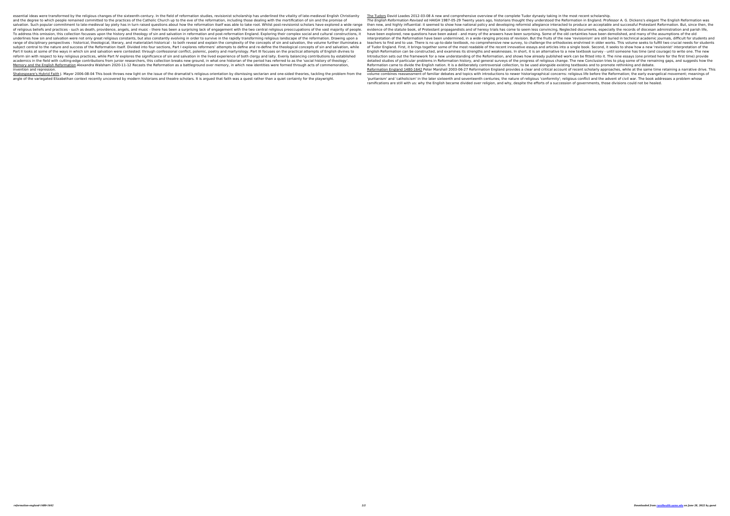essential ideas were transformed by the religious changes of the sixteenth-century. In the field of reformation studies, revisionist scholarship has underlined the vitality of late-medieval English Christianity and the degree to which people remained committed to the practices of the Catholic Church up to the eve of the reformation, including those dealing with the mortification of sin and the promise of salvation. Such popular commitment to late-medieval lay piety has in turn raised questions about how the reformation itself was able to take root. Whilst post-revisionist scholars have explored a wide range of religious beliefs and practices - such as death, providence, angels, and music - there has been a surprising lack of engagement with the two central religious preoccupations of the vast majority of people. To address this omission, this collection focusses upon the history and theology of sin and salvation in reformation and post-reformation England. Exploring their complex social and cultural constructions, it underlines how sin and salvation were not only great religious constants, but also constantly evolving in order to survive in the rapidly transforming religious landscape of the reformation. Drawing upon a range of disciplinary perspectives - historical, theological, literary, and material/art-historical - to both reveal and explain the complexity of the concepts of sin and salvation, the volume further illuminates a subject central to the nature and success of the Reformation itself. Divided into four sections, Part I explores reformers' attempts to define and re-define the theological concepts of sin and salvation, while Part II looks at some of the ways in which sin and salvation were contested: through confessional conflict, polemic, poetry and martyrology. Part III focuses on the practical attempts of English divines to reform sin with respect to key religious practices, while Part IV explores the significance of sin and salvation in the lived experience of both clergy and laity. Evenly balancing contributions by established academics in the field with cutting-edge contributions from junior researchers, this collection breaks new ground, in what one historian of the period has referred to as the 'social history of theology'.

Memory and the English Reformation Alexandra Walsham 2020-11-12 Recasts the Reformation as a battleground over memory, in which new identities were formed through acts of commemoration, invention and repression.

Shakespeare's Hybrid Faith J. Mayer 2006-08-04 This book throws new light on the issue of the dramatist's religious orientation by dismissing sectarian and one-sided theories, tackling the problem from the angle of the variegated Elizabethan context recently uncovered by modern historians and theatre scholars. It is argued that faith was a quest rather than a quiet certainty for the playwright.

The Tudors David Loades 2012-03-08 A new and comprehensive overview of the complete Tudor dynasty taking in the most recent scholarship.

*The English Reformation Revised* ed HAIGH 1987-05-29 Twenty years ago, historians thought they understood the Reformation in England. Professor A. G. Dickens's elegant The English Reformation was then new, and highly influential: it seemed to show how national policy and developing reformist allegiance interacted to produce an acceptable and successful Protestant Reformation. But, since then, the evidence of the statute book, of Protestant propagandists and of heresy trials has come to seem less convincing, Neglected documents, especially the records of diocesan administration and parish life, have been explored, new questions have been asked - and many of the answers have been surprising. Some of the old certainties have been demolished, and many of the assumptions of the old interpretation of the Reformation have been undermined, in a wide-ranging process of revision. But the fruits of the new 'revisionism' are still buried in technical academic journals, difficult for students and teachers to find and to use. There is no up-to-date textbook, no comprehensive new survey, to challenge the orthodoxies enshrined in older works. This volume seeks to fulfil two crucial needs for students of Tudor England. First, it brings together some of the most readable of the recent innovative essays and articles into a single book. Second, it seeks to show how a new 'revisionist' interpretation of the English Reformation can be constructed, and examines its strengths and weaknesses. In short, it is an alternative to a new textbook survey - until someone has time (and courage) to write one. The new Introduction sets out the framework for a new understanding of the Reformation, and shows how already published work can be fitted into it. The nine essays (one printed here for the first time) provide detailed studies of particular problems in Reformation history, and general surveys of the progress of religious change. The new Conclusion tries to plug some of the remaining gaps, and suggests how the Reformation came to divide the English nation. It is a deliberately controversial collection, to be used alongside existing textbooks and to promote rethinking and debate.

Reformation England 1480-1642 Peter Marshall 2003-06-27 Reformation England provides a clear and critical account of recent scholarly approaches, while at the same time retaining a narrative drive. This volume combines reassessment of familiar debates and topics with introductions to newer historiographical concerns: religious life before the Reformation; the early evangelical movement; meanings of 'puritanism' and 'catholicism' in the later sixteenth and seventeenth centuries; the nature of religious 'conformity'; religious conflict and the advent of civil war. The book addresses a problem whose ramifications are still with us: why the English became divided over religion, and why, despite the efforts of a succession of governments, those divisions could not be healed.